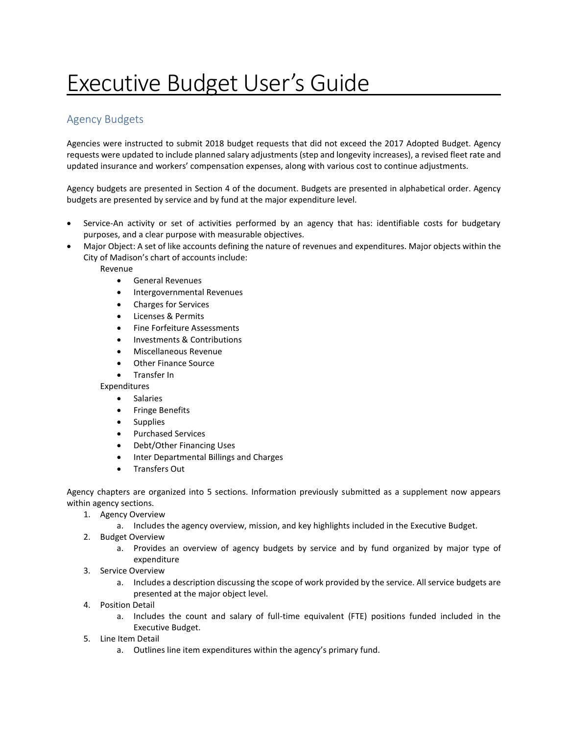# Executive Budget User's Guide

## Agency Budgets

Agencies were instructed to submit 2018 budget requests that did not exceed the 2017 Adopted Budget. Agency requests were updated to include planned salary adjustments (step and longevity increases), a revised fleet rate and updated insurance and workers' compensation expenses, along with various cost to continue adjustments.

Agency budgets are presented in Section 4 of the document. Budgets are presented in alphabetical order. Agency budgets are presented by service and by fund at the major expenditure level.

- Service-An activity or set of activities performed by an agency that has: identifiable costs for budgetary purposes, and a clear purpose with measurable objectives.
- Major Object: A set of like accounts defining the nature of revenues and expenditures. Major objects within the City of Madison's chart of accounts include:

  Revenue
  - General Revenues
  - Intergovernmental Revenues
  - Charges for Services
  - Licenses & Permits
  - Fine Forfeiture Assessments
  - Investments & Contributions
  - Miscellaneous Revenue
  - Other Finance Source
  - Transfer In

  Expenditures
  - Salaries
  - Fringe Benefits
  - Supplies
  - Purchased Services
  - Debt/Other Financing Uses
  - Inter Departmental Billings and Charges
  - Transfers Out

Agency chapters are organized into 5 sections. Information previously submitted as a supplement now appears within agency sections.

1. Agency Overview
   a. Includes the agency overview, mission, and key highlights included in the Executive Budget.
2. Budget Overview
   a. Provides an overview of agency budgets by service and by fund organized by major type of expenditure
3. Service Overview
   a. Includes a description discussing the scope of work provided by the service. All service budgets are presented at the major object level.
4. Position Detail
   a. Includes the count and salary of full-time equivalent (FTE) positions funded included in the Executive Budget.
5. Line Item Detail
   a. Outlines line item expenditures within the agency's primary fund.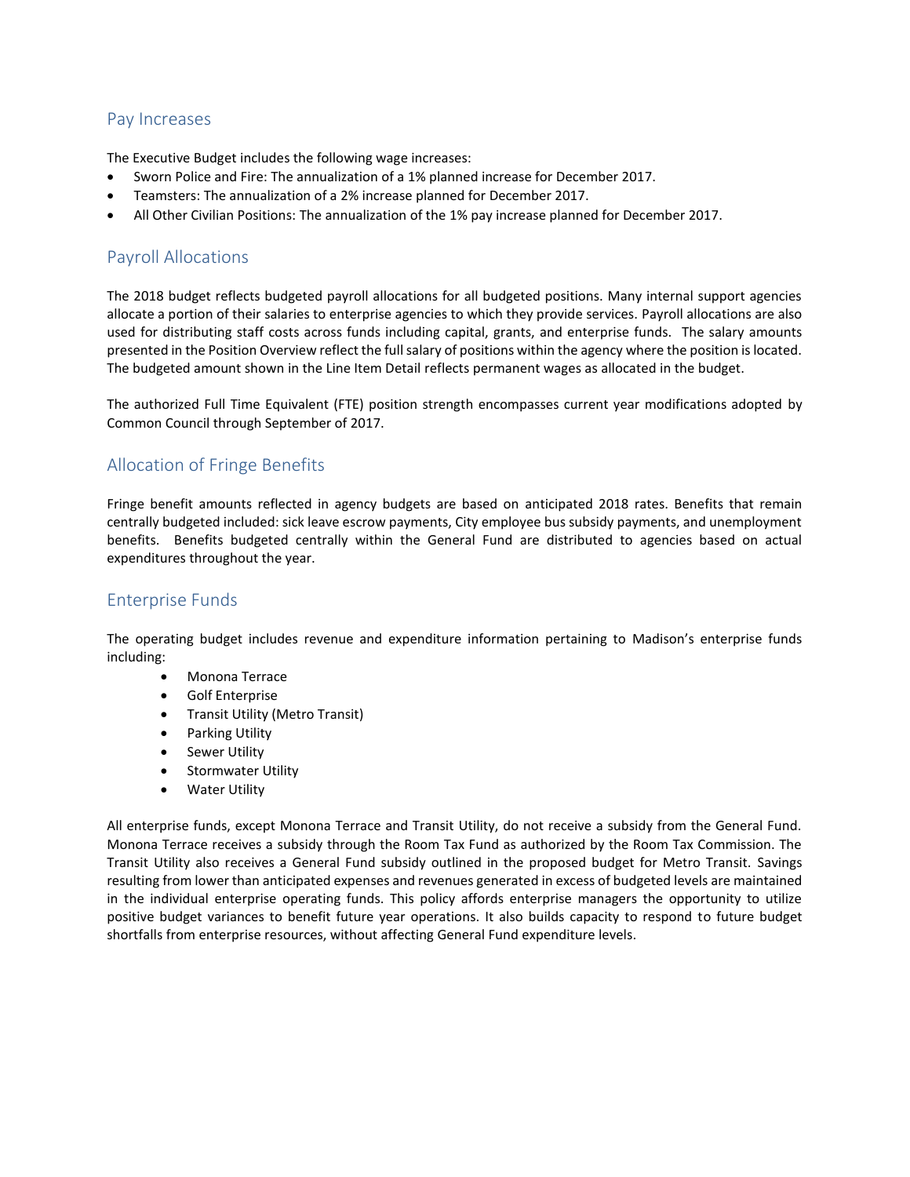## Pay Increases

The Executive Budget includes the following wage increases:

- Sworn Police and Fire: The annualization of a 1% planned increase for December 2017.
- Teamsters: The annualization of a 2% increase planned for December 2017.
- All Other Civilian Positions: The annualization of the 1% pay increase planned for December 2017.

## Payroll Allocations

The 2018 budget reflects budgeted payroll allocations for all budgeted positions. Many internal support agencies allocate a portion of their salaries to enterprise agencies to which they provide services. Payroll allocations are also used for distributing staff costs across funds including capital, grants, and enterprise funds. The salary amounts presented in the Position Overview reflect the full salary of positions within the agency where the position is located. The budgeted amount shown in the Line Item Detail reflects permanent wages as allocated in the budget.

The authorized Full Time Equivalent (FTE) position strength encompasses current year modifications adopted by Common Council through September of 2017.

## Allocation of Fringe Benefits

Fringe benefit amounts reflected in agency budgets are based on anticipated 2018 rates. Benefits that remain centrally budgeted included: sick leave escrow payments, City employee bus subsidy payments, and unemployment benefits. Benefits budgeted centrally within the General Fund are distributed to agencies based on actual expenditures throughout the year.

## Enterprise Funds

The operating budget includes revenue and expenditure information pertaining to Madison's enterprise funds including:

- Monona Terrace
- Golf Enterprise
- Transit Utility (Metro Transit)
- Parking Utility
- Sewer Utility
- Stormwater Utility
- Water Utility

All enterprise funds, except Monona Terrace and Transit Utility, do not receive a subsidy from the General Fund. Monona Terrace receives a subsidy through the Room Tax Fund as authorized by the Room Tax Commission. The Transit Utility also receives a General Fund subsidy outlined in the proposed budget for Metro Transit. Savings resulting from lower than anticipated expenses and revenues generated in excess of budgeted levels are maintained in the individual enterprise operating funds. This policy affords enterprise managers the opportunity to utilize positive budget variances to benefit future year operations. It also builds capacity to respond to future budget shortfalls from enterprise resources, without affecting General Fund expenditure levels.